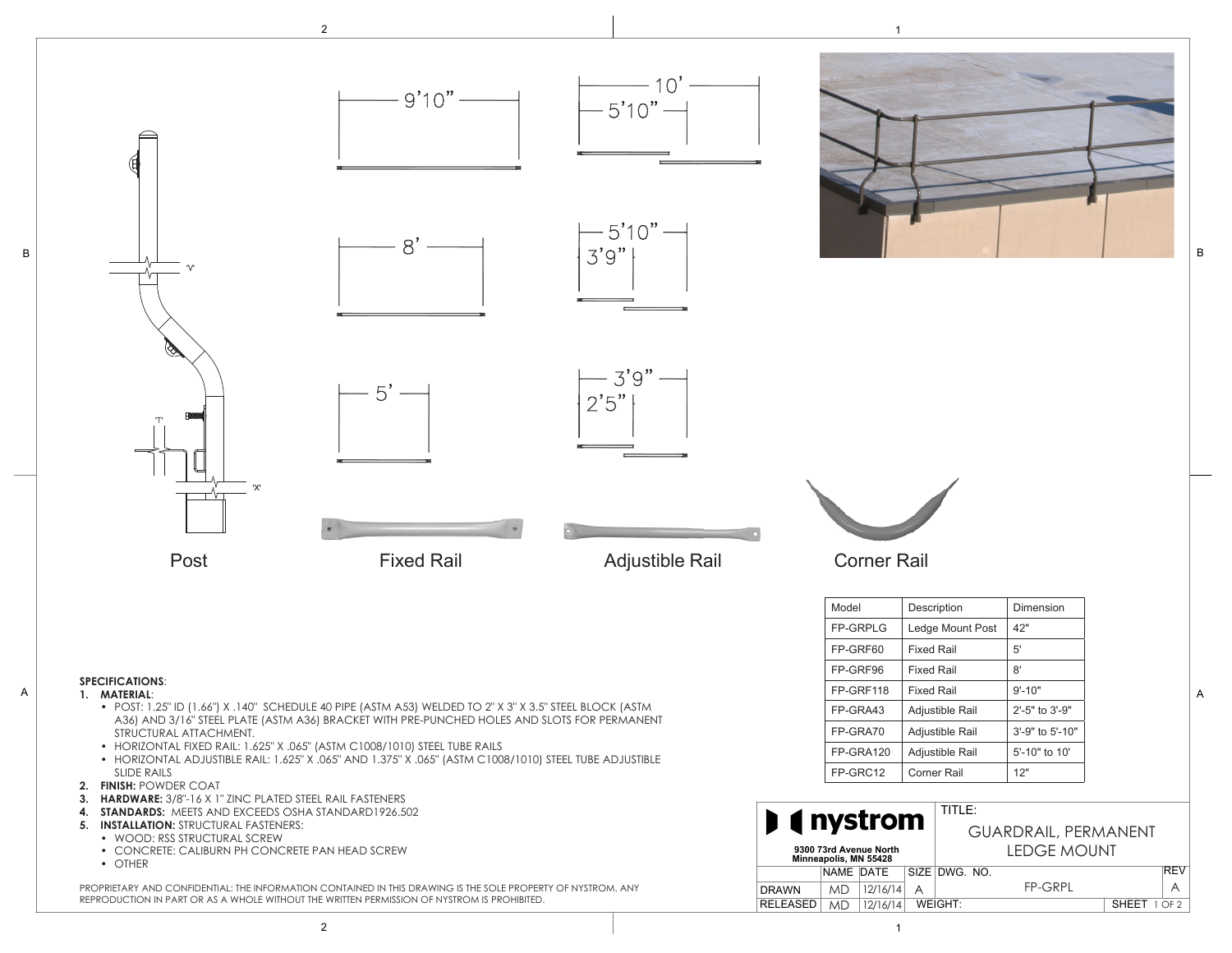Post

Fixed Rail

Adjustible Rail

Corner Rail

9'10"

8'

5'

10'

5'10"

5'10"

3'9"

3'9"

2'5"

| Model | Description | Dimension |
|---|---|---|
| FP-GRPLG | Ledge Mount Post | 42" |
| FP-GRF60 | Fixed Rail | 5' |
| FP-GRF96 | Fixed Rail | 8' |
| FP-GRF118 | Fixed Rail | 9'-10" |
| FP-GRA43 | Adjustible Rail | 2'-5" to 3'-9" |
| FP-GRA70 | Adjustible Rail | 3'-9" to 5'-10" |
| FP-GRA120 | Adjustible Rail | 5'-10" to 10' |
| FP-GRC12 | Corner Rail | 12" |

**SPECIFICATIONS**:

1. **MATERIAL**:
   - POST: 1.25" ID (1.66") X .140" SCHEDULE 40 PIPE (ASTM A53) WELDED TO 2" X 3" X 3.5" STEEL BLOCK (ASTM A36) AND 3/16" STEEL PLATE (ASTM A36) BRACKET WITH PRE-PUNCHED HOLES AND SLOTS FOR PERMANENT STRUCTURAL ATTACHMENT.
   - HORIZONTAL FIXED RAIL: 1.625" X .065" (ASTM C1008/1010) STEEL TUBE RAILS
   - HORIZONTAL ADJUSTIBLE RAIL: 1.625" X .065" AND 1.375" X .065" (ASTM C1008/1010) STEEL TUBE ADJUSTIBLE SLIDE RAILS
2. **FINISH:** POWDER COAT
3. **HARDWARE:** 3/8"-16 X 1" ZINC PLATED STEEL RAIL FASTENERS
4. **STANDARDS:** MEETS AND EXCEEDS OSHA STANDARD1926.502
5. **INSTALLATION:** STRUCTURAL FASTENERS:
   - WOOD: RSS STRUCTURAL SCREW
   - CONCRETE: CALIBURN PH CONCRETE PAN HEAD SCREW
   - OTHER

PROPRIETARY AND CONFIDENTIAL: THE INFORMATION CONTAINED IN THIS DRAWING IS THE SOLE PROPERTY OF NYSTROM. ANY REPRODUCTION IN PART OR AS A WHOLE WITHOUT THE WRITTEN PERMISSION OF NYSTROM IS PROHIBITED.

**nystrom**
9300 73rd Avenue North
Minneapolis, MN 55428

TITLE: GUARDRAIL, PERMANENT LEDGE MOUNT

| | NAME | DATE | SIZE | DWG. NO. | REV |
|---|---|---|---|---|---|
| DRAWN | MD | 12/16/14 | A | FP-GRPL | A |
| RELEASED | MD | 12/16/14 | WEIGHT: | | SHEET 1 OF 2 |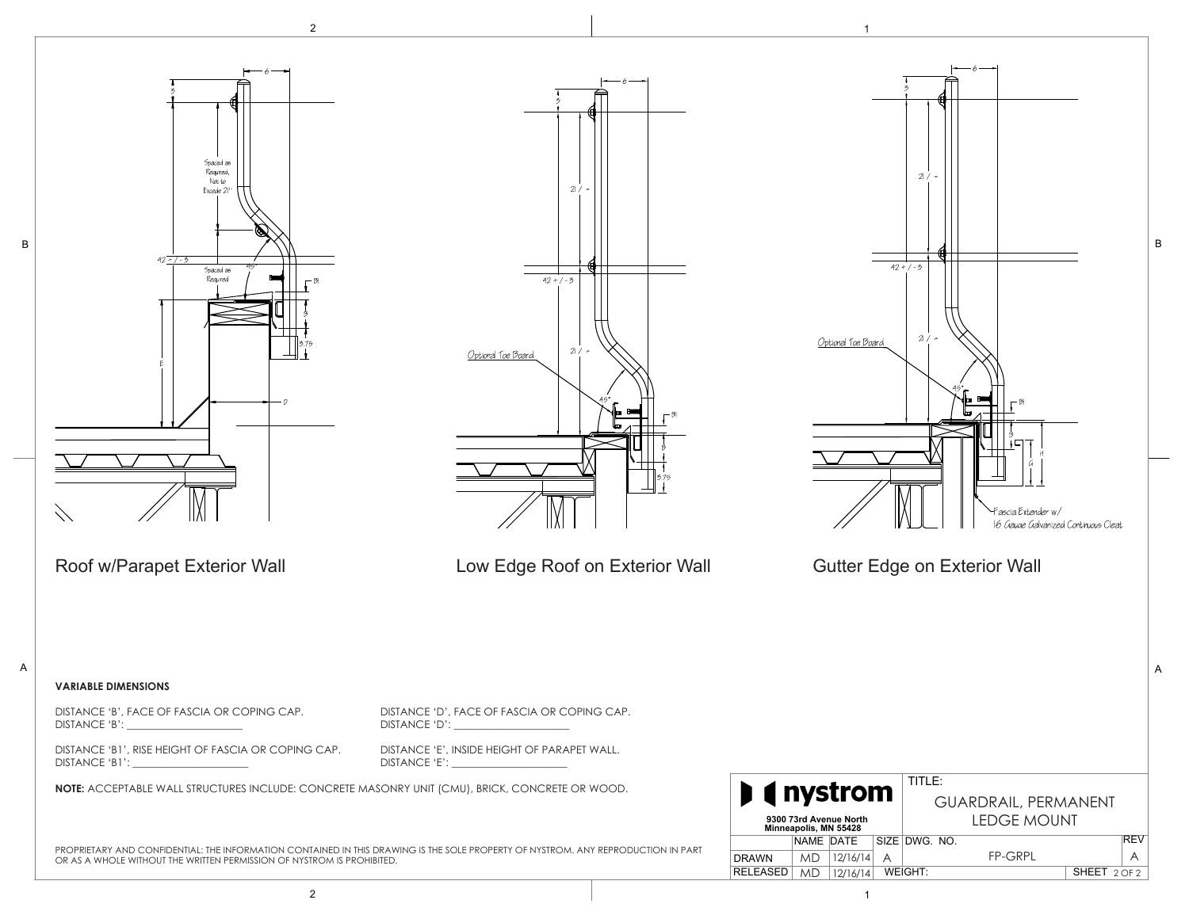6

3

Spaced as Required, Not to Excede 21"

42 + / - 3

Spaced as Required

45°

B1

B

3.75

E

D

Roof w/Parapet Exterior Wall

6

3

21 / =

42 + / - 3

Optional Toe Board

21 / =

45°

B1

B

3.75

Low Edge Roof on Exterior Wall

6

3

21 / =

42 + / - 3

Optional Toe Board

21 / =

45°

B1

B

H

G

Fascia Extender w/ 16 Gauge Galvanized Continuous Cleat

Gutter Edge on Exterior Wall

**VARIABLE DIMENSIONS**

DISTANCE 'B', FACE OF FASCIA OR COPING CAP.
DISTANCE 'B': ____________________

DISTANCE 'B1', RISE HEIGHT OF FASCIA OR COPING CAP.
DISTANCE 'B1': ____________________

DISTANCE 'D', FACE OF FASCIA OR COPING CAP.
DISTANCE 'D': ____________________

DISTANCE 'E', INSIDE HEIGHT OF PARAPET WALL.
DISTANCE 'E': ____________________

**NOTE:** ACCEPTABLE WALL STRUCTURES INCLUDE: CONCRETE MASONRY UNIT (CMU), BRICK, CONCRETE OR WOOD.

PROPRIETARY AND CONFIDENTIAL: THE INFORMATION CONTAINED IN THIS DRAWING IS THE SOLE PROPERTY OF NYSTROM. ANY REPRODUCTION IN PART OR AS A WHOLE WITHOUT THE WRITTEN PERMISSION OF NYSTROM IS PROHIBITED.

**nystrom**
**9300 73rd Avenue North**
**Minneapolis, MN 55428**

TITLE: GUARDRAIL, PERMANENT LEDGE MOUNT

| | NAME | DATE | SIZE | DWG. NO. | REV |
|---|---|---|---|---|---|
| DRAWN | MD | 12/16/14 | A | FP-GRPL | A |
| RELEASED | MD | 12/16/14 | WEIGHT: | | SHEET 2 OF 2 |